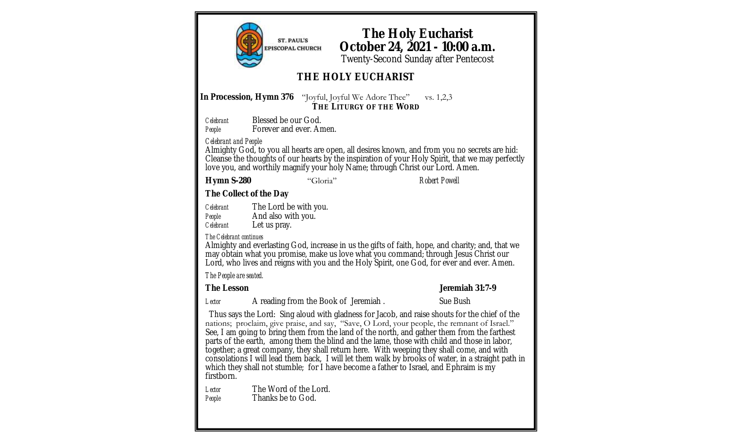ST. PAUL'S EPISCOPAL CHURCH

# The Holy Eucharist
## October 24, 2021 - 10:00 a.m.
Twenty-Second Sunday after Pentecost

## THE HOLY EUCHARIST

**In Procession, Hymn 376** "Joyful, Joyful We Adore Thee" vs. 1,2,3

### THE LITURGY OF THE WORD

*Celebrant* Blessed be our God.
*People* Forever and ever. Amen.

*Celebrant and People*
Almighty God, to you all hearts are open, all desires known, and from you no secrets are hid: Cleanse the thoughts of our hearts by the inspiration of your Holy Spirit, that we may perfectly love you, and worthily magnify your holy Name; through Christ our Lord. Amen.

**Hymn S-280** "Gloria" *Robert Powell*

**The Collect of the Day**

*Celebrant* The Lord be with you.
*People* And also with you.
*Celebrant* Let us pray.

*The Celebrant continues*
Almighty and everlasting God, increase in us the gifts of faith, hope, and charity; and, that we may obtain what you promise, make us love what you command; through Jesus Christ our Lord, who lives and reigns with you and the Holy Spirit, one God, for ever and ever. Amen.

*The People are seated.*

**The Lesson** **Jeremiah 31:7-9**

*Lector* A reading from the Book of Jeremiah . Sue Bush

Thus says the Lord: Sing aloud with gladness for Jacob, and raise shouts for the chief of the nations; proclaim, give praise, and say, "Save, O Lord, your people, the remnant of Israel." See, I am going to bring them from the land of the north, and gather them from the farthest parts of the earth, among them the blind and the lame, those with child and those in labor, together; a great company, they shall return here. With weeping they shall come, and with consolations I will lead them back, I will let them walk by brooks of water, in a straight path in which they shall not stumble; for I have become a father to Israel, and Ephraim is my firstborn.

*Lector* The Word of the Lord.
*People* Thanks be to God.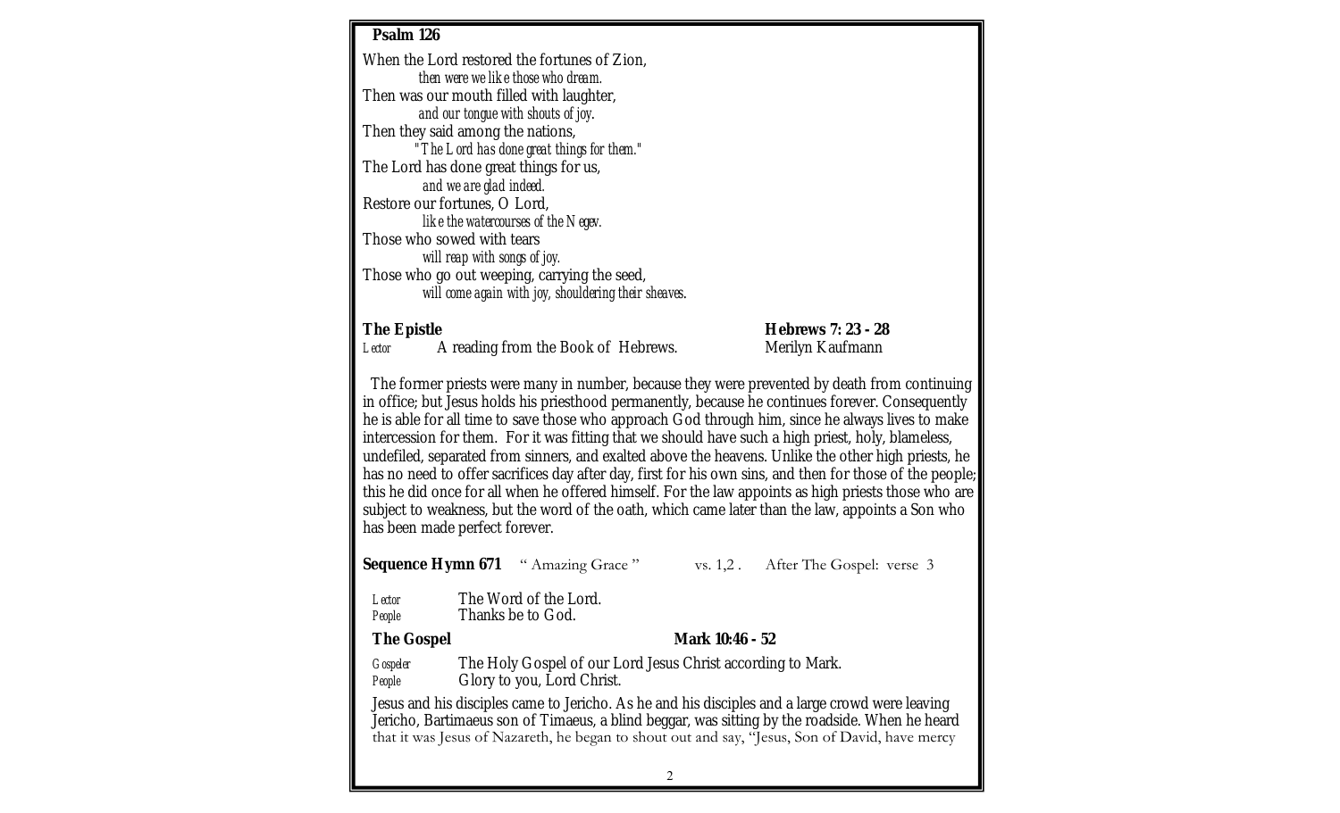**Psalm 126**

When the Lord restored the fortunes of Zion,
*then were we like those who dream.*
Then was our mouth filled with laughter,
*and our tongue with shouts of joy.*
Then they said among the nations,
*"The Lord has done great things for them."*
The Lord has done great things for us,
*and we are glad indeed.*
Restore our fortunes, O Lord,
*like the watercourses of the Negev.*
Those who sowed with tears
*will reap with songs of joy.*
Those who go out weeping, carrying the seed,
*will come again with joy, shouldering their sheaves.*

**The Epistle** — **Hebrews 7: 23 - 28**

*Lector* A reading from the Book of Hebrews. — Merilyn Kaufmann

The former priests were many in number, because they were prevented by death from continuing in office; but Jesus holds his priesthood permanently, because he continues forever. Consequently he is able for all time to save those who approach God through him, since he always lives to make intercession for them. For it was fitting that we should have such a high priest, holy, blameless, undefiled, separated from sinners, and exalted above the heavens. Unlike the other high priests, he has no need to offer sacrifices day after day, first for his own sins, and then for those of the people; this he did once for all when he offered himself. For the law appoints as high priests those who are subject to weakness, but the word of the oath, which came later than the law, appoints a Son who has been made perfect forever.

**Sequence Hymn 671** " Amazing Grace " vs. 1,2 . After The Gospel: verse 3

*Lector* The Word of the Lord.
*People* Thanks be to God.

**The Gospel** — **Mark 10:46 - 52**

*Gospeler* The Holy Gospel of our Lord Jesus Christ according to Mark.
*People* Glory to you, Lord Christ.

Jesus and his disciples came to Jericho. As he and his disciples and a large crowd were leaving Jericho, Bartimaeus son of Timaeus, a blind beggar, was sitting by the roadside. When he heard that it was Jesus of Nazareth, he began to shout out and say, "Jesus, Son of David, have mercy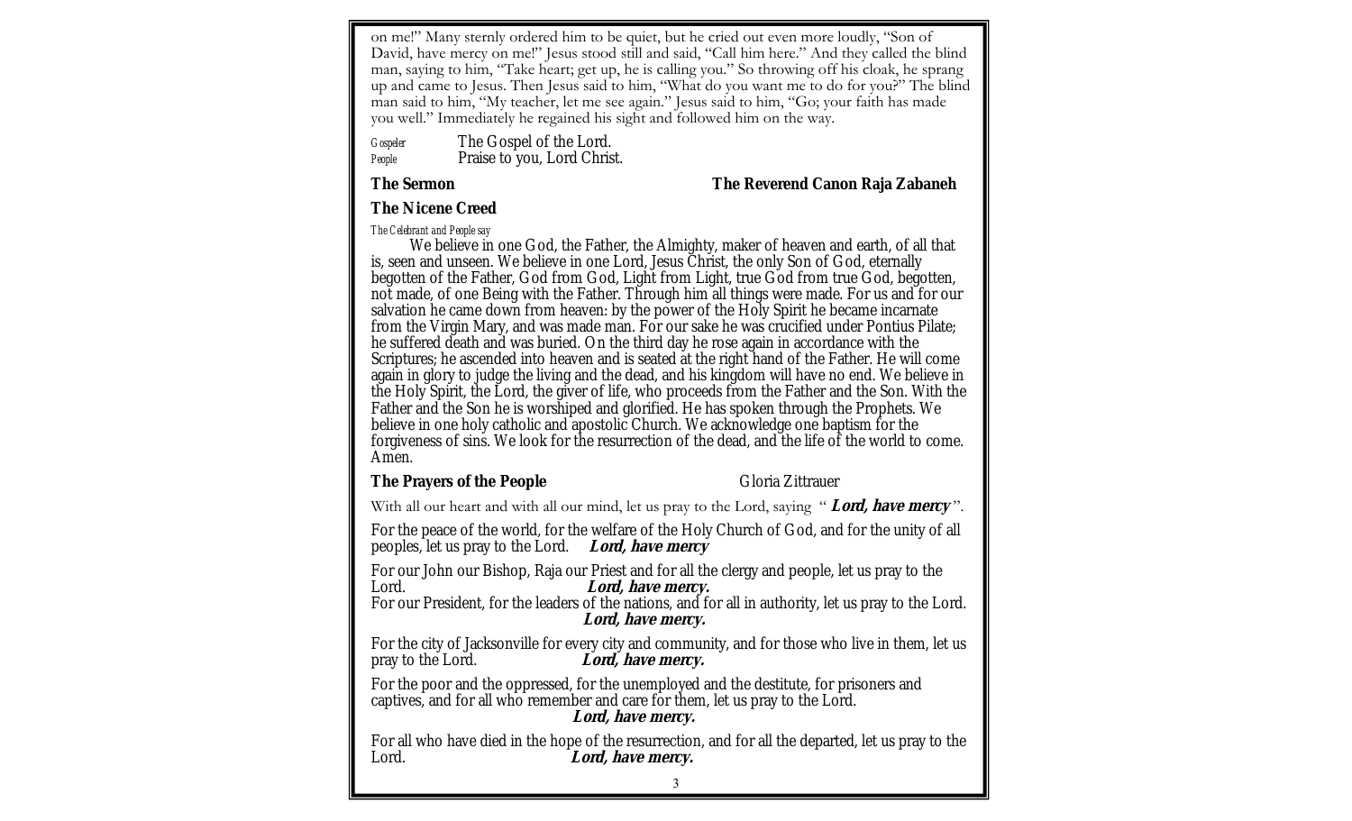on me!" Many sternly ordered him to be quiet, but he cried out even more loudly, "Son of David, have mercy on me!" Jesus stood still and said, "Call him here." And they called the blind man, saying to him, "Take heart; get up, he is calling you." So throwing off his cloak, he sprang up and came to Jesus. Then Jesus said to him, "What do you want me to do for you?" The blind man said to him, "My teacher, let me see again." Jesus said to him, "Go; your faith has made you well." Immediately he regained his sight and followed him on the way.

*Gospeler* The Gospel of the Lord.
*People* Praise to you, Lord Christ.

**The Sermon** **The Reverend Canon Raja Zabaneh**

**The Nicene Creed**

*The Celebrant and People say*

We believe in one God, the Father, the Almighty, maker of heaven and earth, of all that is, seen and unseen. We believe in one Lord, Jesus Christ, the only Son of God, eternally begotten of the Father, God from God, Light from Light, true God from true God, begotten, not made, of one Being with the Father. Through him all things were made. For us and for our salvation he came down from heaven: by the power of the Holy Spirit he became incarnate from the Virgin Mary, and was made man. For our sake he was crucified under Pontius Pilate; he suffered death and was buried. On the third day he rose again in accordance with the Scriptures; he ascended into heaven and is seated at the right hand of the Father. He will come again in glory to judge the living and the dead, and his kingdom will have no end. We believe in the Holy Spirit, the Lord, the giver of life, who proceeds from the Father and the Son. With the Father and the Son he is worshiped and glorified. He has spoken through the Prophets. We believe in one holy catholic and apostolic Church. We acknowledge one baptism for the forgiveness of sins. We look for the resurrection of the dead, and the life of the world to come. Amen.

**The Prayers of the People** Gloria Zittrauer

With all our heart and with all our mind, let us pray to the Lord, saying " ***Lord, have mercy*** ".

For the peace of the world, for the welfare of the Holy Church of God, and for the unity of all peoples, let us pray to the Lord. ***Lord, have mercy***

For our John our Bishop, Raja our Priest and for all the clergy and people, let us pray to the Lord. ***Lord, have mercy.***
For our President, for the leaders of the nations, and for all in authority, let us pray to the Lord. ***Lord, have mercy.***

For the city of Jacksonville for every city and community, and for those who live in them, let us pray to the Lord. ***Lord, have mercy.***

For the poor and the oppressed, for the unemployed and the destitute, for prisoners and captives, and for all who remember and care for them, let us pray to the Lord. ***Lord, have mercy.***

For all who have died in the hope of the resurrection, and for all the departed, let us pray to the Lord. ***Lord, have mercy.***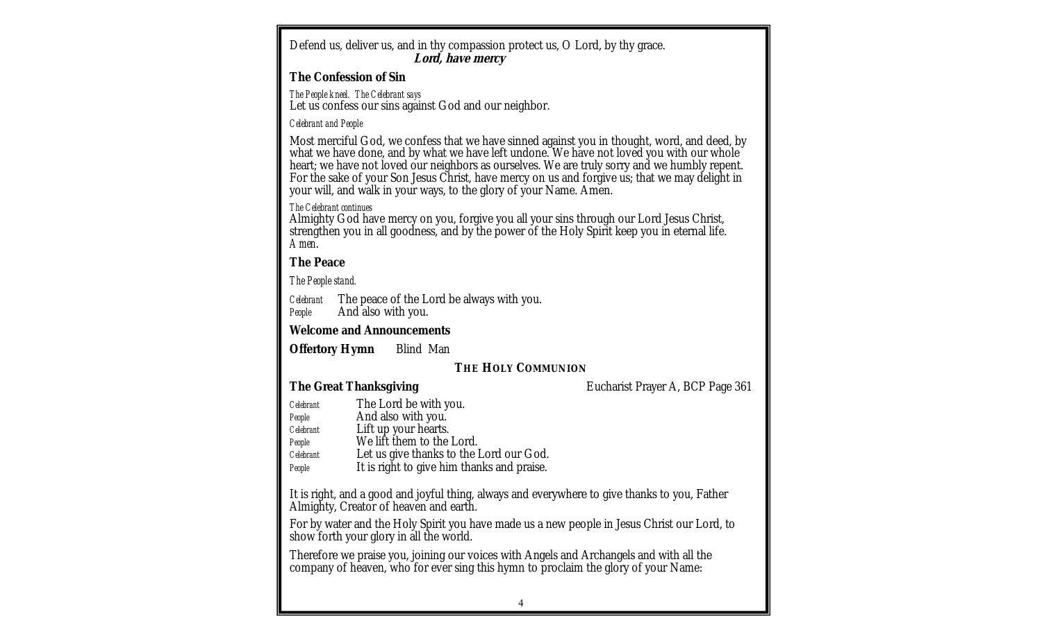Defend us, deliver us, and in thy compassion protect us, O Lord, by thy grace.
***Lord, have mercy***

**The Confession of Sin**

*The People kneel. The Celebrant says*
Let us confess our sins against God and our neighbor.

*Celebrant and People*

Most merciful God, we confess that we have sinned against you in thought, word, and deed, by what we have done, and by what we have left undone. We have not loved you with our whole heart; we have not loved our neighbors as ourselves. We are truly sorry and we humbly repent. For the sake of your Son Jesus Christ, have mercy on us and forgive us; that we may delight in your will, and walk in your ways, to the glory of your Name. Amen.

*The Celebrant continues*
Almighty God have mercy on you, forgive you all your sins through our Lord Jesus Christ, strengthen you in all goodness, and by the power of the Holy Spirit keep you in eternal life. *Amen.*

**The Peace**

*The People stand.*

*Celebrant* The peace of the Lord be always with you.
*People* And also with you.

**Welcome and Announcements**

**Offertory Hymn** Blind Man

**THE HOLY COMMUNION**

**The Great Thanksgiving** Eucharist Prayer A, BCP Page 361

*Celebrant* The Lord be with you.
*People* And also with you.
*Celebrant* Lift up your hearts.
*People* We lift them to the Lord.
*Celebrant* Let us give thanks to the Lord our God.
*People* It is right to give him thanks and praise.

It is right, and a good and joyful thing, always and everywhere to give thanks to you, Father Almighty, Creator of heaven and earth.

For by water and the Holy Spirit you have made us a new people in Jesus Christ our Lord, to show forth your glory in all the world.

Therefore we praise you, joining our voices with Angels and Archangels and with all the company of heaven, who for ever sing this hymn to proclaim the glory of your Name: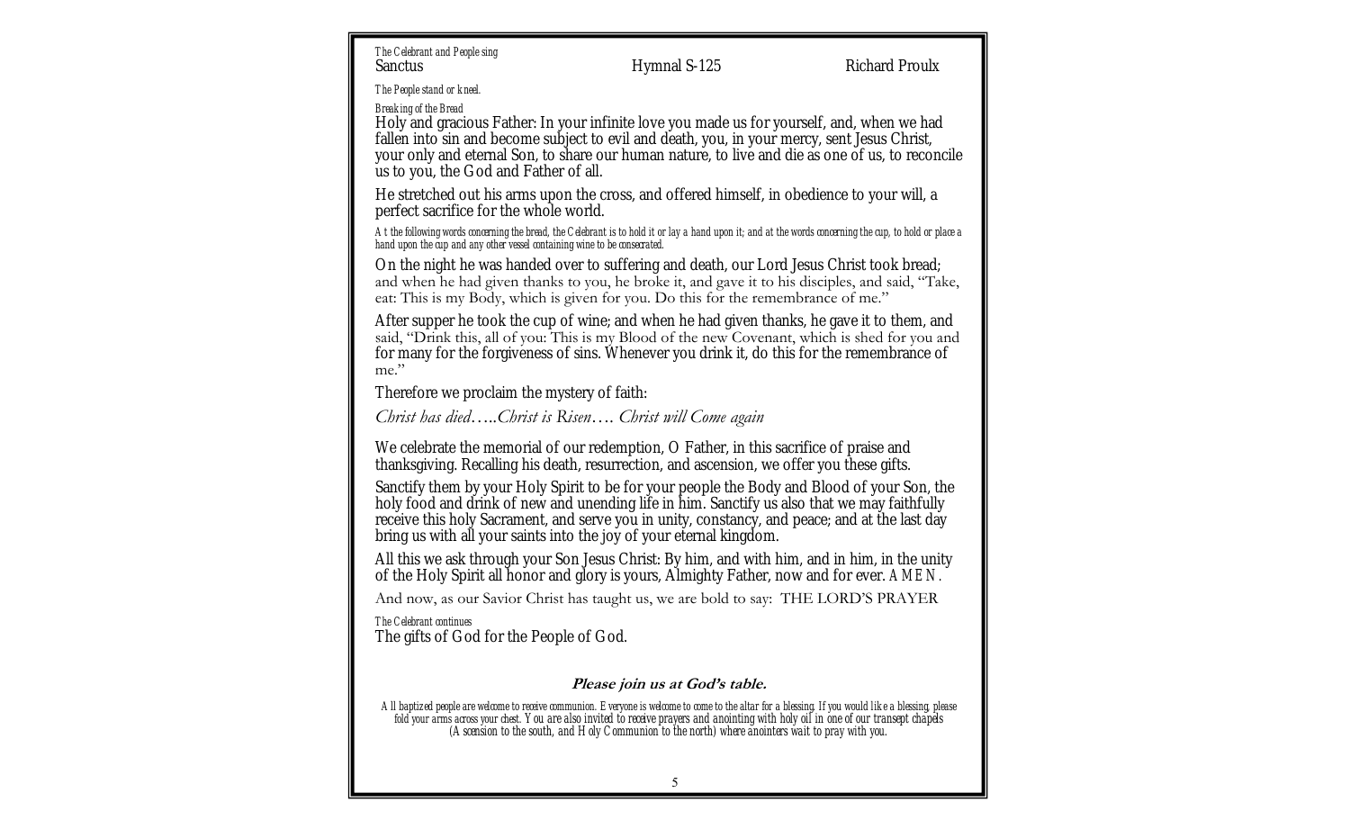*The Celebrant and People sing*

Sanctus | Hymnal S-125 | Richard Proulx

*The People stand or kneel.*

*Breaking of the Bread*

Holy and gracious Father: In your infinite love you made us for yourself, and, when we had fallen into sin and become subject to evil and death, you, in your mercy, sent Jesus Christ, your only and eternal Son, to share our human nature, to live and die as one of us, to reconcile us to you, the God and Father of all.

He stretched out his arms upon the cross, and offered himself, in obedience to your will, a perfect sacrifice for the whole world.

*At the following words concerning the bread, the Celebrant is to hold it or lay a hand upon it; and at the words concerning the cup, to hold or place a hand upon the cup and any other vessel containing wine to be consecrated.*

On the night he was handed over to suffering and death, our Lord Jesus Christ took bread; and when he had given thanks to you, he broke it, and gave it to his disciples, and said, "Take, eat: This is my Body, which is given for you. Do this for the remembrance of me."

After supper he took the cup of wine; and when he had given thanks, he gave it to them, and said, "Drink this, all of you: This is my Blood of the new Covenant, which is shed for you and for many for the forgiveness of sins. Whenever you drink it, do this for the remembrance of me."

Therefore we proclaim the mystery of faith:

*Christ has died…..Christ is Risen…. Christ will Come again*

We celebrate the memorial of our redemption, O Father, in this sacrifice of praise and thanksgiving. Recalling his death, resurrection, and ascension, we offer you these gifts.

Sanctify them by your Holy Spirit to be for your people the Body and Blood of your Son, the holy food and drink of new and unending life in him. Sanctify us also that we may faithfully receive this holy Sacrament, and serve you in unity, constancy, and peace; and at the last day bring us with all your saints into the joy of your eternal kingdom.

All this we ask through your Son Jesus Christ: By him, and with him, and in him, in the unity of the Holy Spirit all honor and glory is yours, Almighty Father, now and for ever. *AMEN.*

And now, as our Savior Christ has taught us, we are bold to say: THE LORD'S PRAYER

*The Celebrant continues*

The gifts of God for the People of God.

**Please join us at God's table.**

*All baptized people are welcome to receive communion. Everyone is welcome to come to the altar for a blessing. If you would like a blessing, please fold your arms across your chest. You are also invited to receive prayers and anointing with holy oil in one of our transept chapels (Ascension to the south, and Holy Communion to the north) where anointers wait to pray with you.*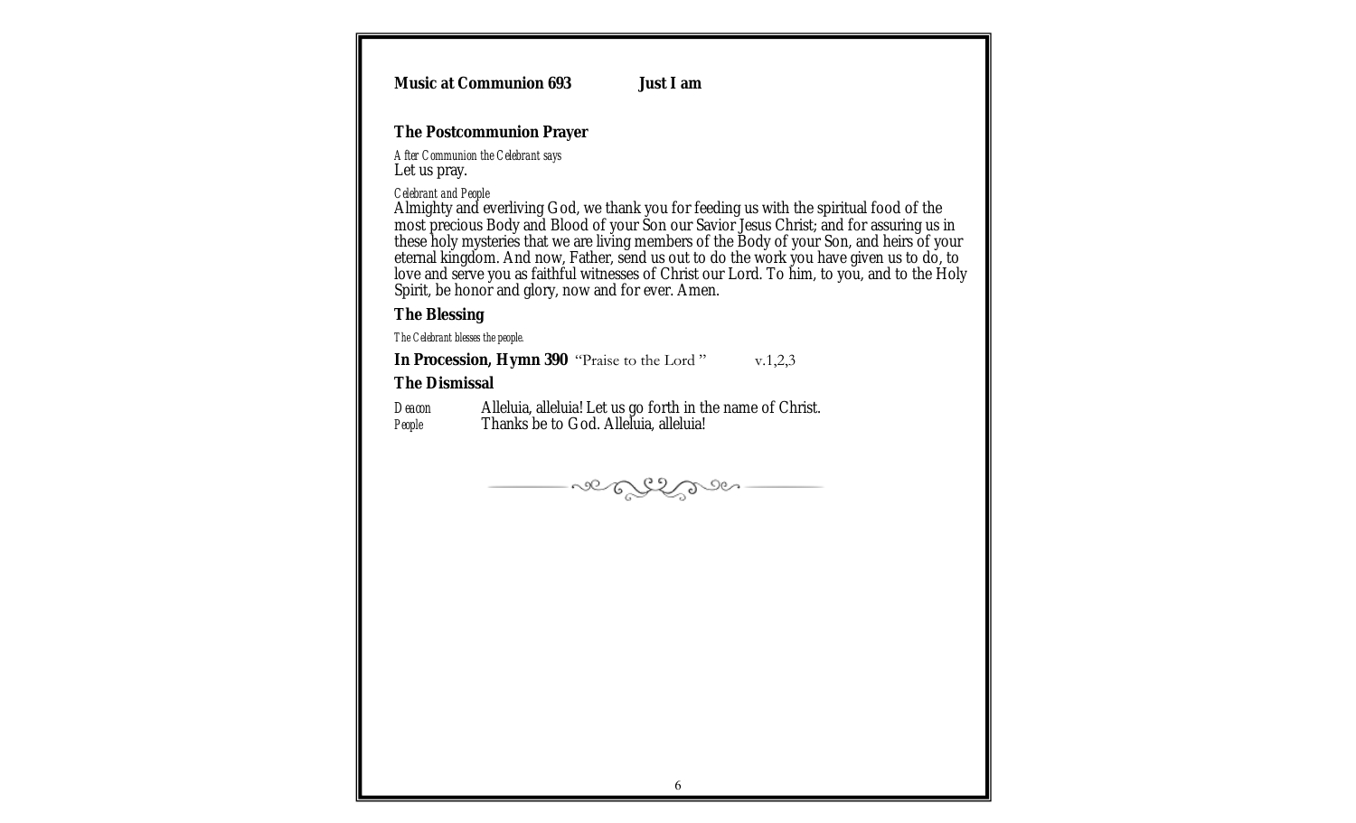**Music at Communion 693 Just I am**

**The Postcommunion Prayer**

*After Communion the Celebrant says*
Let us pray.

*Celebrant and People*
Almighty and everliving God, we thank you for feeding us with the spiritual food of the most precious Body and Blood of your Son our Savior Jesus Christ; and for assuring us in these holy mysteries that we are living members of the Body of your Son, and heirs of your eternal kingdom. And now, Father, send us out to do the work you have given us to do, to love and serve you as faithful witnesses of Christ our Lord. To him, to you, and to the Holy Spirit, be honor and glory, now and for ever. Amen.

**The Blessing**

*The Celebrant blesses the people.*

**In Procession, Hymn 390** "Praise to the Lord " v.1,2,3

**The Dismissal**

*Deacon* Alleluia, alleluia! Let us go forth in the name of Christ.
*People* Thanks be to God. Alleluia, alleluia!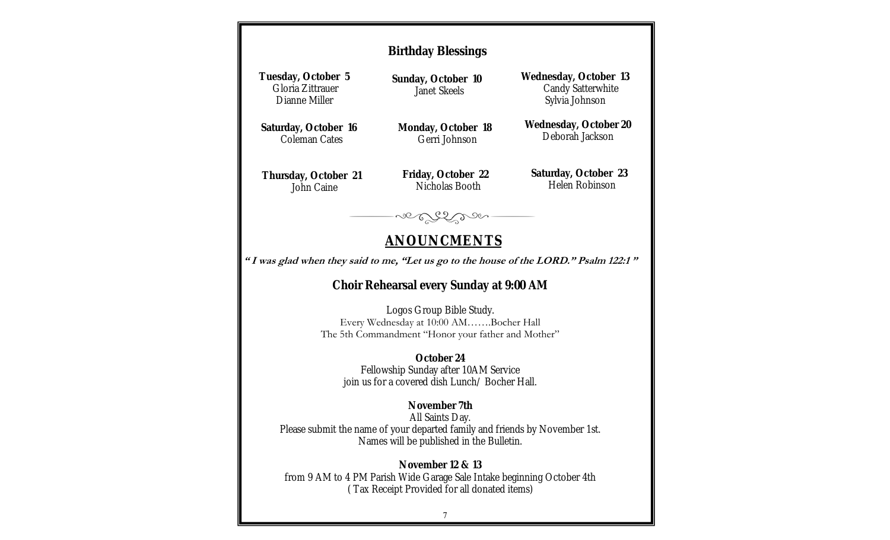## Birthday Blessings

**Tuesday, October 5**
Gloria Zittrauer
Dianne Miller

**Sunday, October 10**
Janet Skeels

**Wednesday, October 13**
Candy Satterwhite
Sylvia Johnson

**Saturday, October 16**
Coleman Cates

**Monday, October 18**
Gerri Johnson

**Wednesday, October 20**
Deborah Jackson

**Thursday, October 21**
John Caine

**Friday, October 22**
Nicholas Booth

**Saturday, October 23**
Helen Robinson

## ANOUNCMENTS

***" I was glad when they said to me, "Let us go to the house of the LORD." Psalm 122:1 "***

### Choir Rehearsal every Sunday at 9:00 AM

Logos Group Bible Study.
Every Wednesday at 10:00 AM…….Bocher Hall
The 5th Commandment "Honor your father and Mother"

**October 24**
Fellowship Sunday after 10AM Service
join us for a covered dish Lunch/ Bocher Hall.

**November 7th**
All Saints Day.
Please submit the name of your departed family and friends by November 1st.
Names will be published in the Bulletin.

**November 12 & 13**
from 9 AM to 4 PM Parish Wide Garage Sale Intake beginning October 4th
( Tax Receipt Provided for all donated items)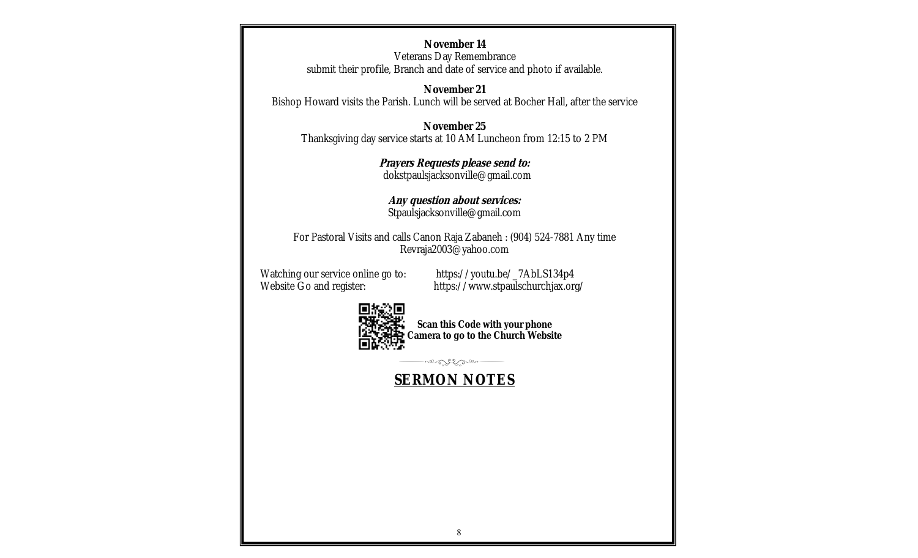**November 14**
Veterans Day Remembrance
submit their profile, Branch and date of service and photo if available.

**November 21**
Bishop Howard visits the Parish. Lunch will be served at Bocher Hall, after the service

**November 25**
Thanksgiving day service starts at 10 AM Luncheon from 12:15 to 2 PM

***Prayers Requests please send to:***
dokstpaulsjacksonville@gmail.com

***Any question about services:***
Stpaulsjacksonville@gmail.com

For Pastoral Visits and calls Canon Raja Zabaneh : (904) 524-7881 Any time
Revraja2003@yahoo.com

Watching our service online go to: https://youtu.be/_7AbLS134p4
Website Go and register: https://www.stpaulschurchjax.org/

**Scan this Code with your phone Camera to go to the Church Website**

## SERMON NOTES